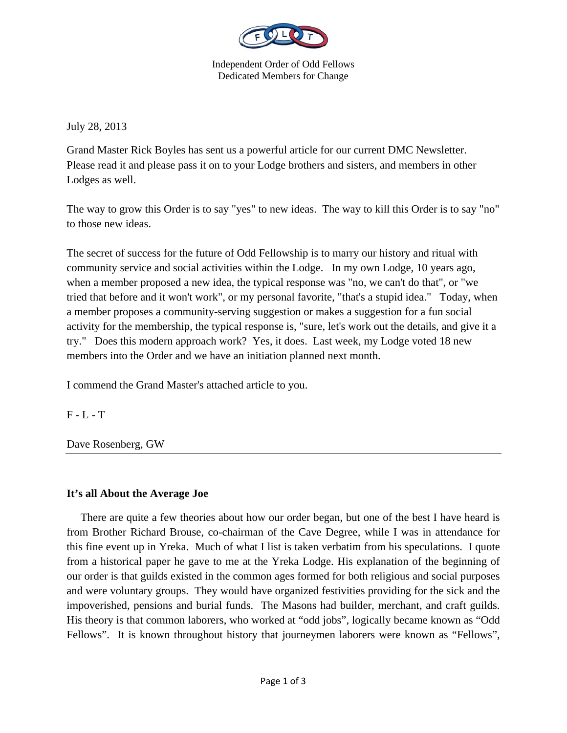Independent Order of Odd Fellows
Dedicated Members for Change

July 28, 2013

Grand Master Rick Boyles has sent us a powerful article for our current DMC Newsletter. Please read it and please pass it on to your Lodge brothers and sisters, and members in other Lodges as well.

The way to grow this Order is to say "yes" to new ideas. The way to kill this Order is to say "no" to those new ideas.

The secret of success for the future of Odd Fellowship is to marry our history and ritual with community service and social activities within the Lodge. In my own Lodge, 10 years ago, when a member proposed a new idea, the typical response was "no, we can't do that", or "we tried that before and it won't work", or my personal favorite, "that's a stupid idea." Today, when a member proposes a community-serving suggestion or makes a suggestion for a fun social activity for the membership, the typical response is, "sure, let's work out the details, and give it a try." Does this modern approach work? Yes, it does. Last week, my Lodge voted 18 new members into the Order and we have an initiation planned next month.

I commend the Grand Master's attached article to you.

F - L - T

Dave Rosenberg, GW

---

**It's all About the Average Joe**

There are quite a few theories about how our order began, but one of the best I have heard is from Brother Richard Brouse, co-chairman of the Cave Degree, while I was in attendance for this fine event up in Yreka. Much of what I list is taken verbatim from his speculations. I quote from a historical paper he gave to me at the Yreka Lodge. His explanation of the beginning of our order is that guilds existed in the common ages formed for both religious and social purposes and were voluntary groups. They would have organized festivities providing for the sick and the impoverished, pensions and burial funds. The Masons had builder, merchant, and craft guilds. His theory is that common laborers, who worked at "odd jobs", logically became known as "Odd Fellows". It is known throughout history that journeymen laborers were known as "Fellows",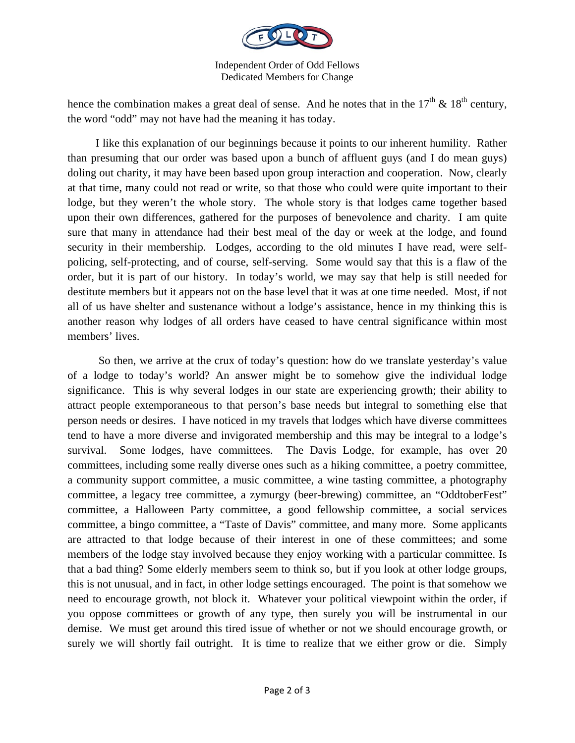hence the combination makes a great deal of sense. And he notes that in the 17th & 18th century, the word "odd" may not have had the meaning it has today.

I like this explanation of our beginnings because it points to our inherent humility. Rather than presuming that our order was based upon a bunch of affluent guys (and I do mean guys) doling out charity, it may have been based upon group interaction and cooperation. Now, clearly at that time, many could not read or write, so that those who could were quite important to their lodge, but they weren't the whole story. The whole story is that lodges came together based upon their own differences, gathered for the purposes of benevolence and charity. I am quite sure that many in attendance had their best meal of the day or week at the lodge, and found security in their membership. Lodges, according to the old minutes I have read, were self-policing, self-protecting, and of course, self-serving. Some would say that this is a flaw of the order, but it is part of our history. In today's world, we may say that help is still needed for destitute members but it appears not on the base level that it was at one time needed. Most, if not all of us have shelter and sustenance without a lodge's assistance, hence in my thinking this is another reason why lodges of all orders have ceased to have central significance within most members' lives.

So then, we arrive at the crux of today's question: how do we translate yesterday's value of a lodge to today's world? An answer might be to somehow give the individual lodge significance. This is why several lodges in our state are experiencing growth; their ability to attract people extemporaneous to that person's base needs but integral to something else that person needs or desires. I have noticed in my travels that lodges which have diverse committees tend to have a more diverse and invigorated membership and this may be integral to a lodge's survival. Some lodges, have committees. The Davis Lodge, for example, has over 20 committees, including some really diverse ones such as a hiking committee, a poetry committee, a community support committee, a music committee, a wine tasting committee, a photography committee, a legacy tree committee, a zymurgy (beer-brewing) committee, an "OddtoberFest" committee, a Halloween Party committee, a good fellowship committee, a social services committee, a bingo committee, a "Taste of Davis" committee, and many more. Some applicants are attracted to that lodge because of their interest in one of these committees; and some members of the lodge stay involved because they enjoy working with a particular committee. Is that a bad thing? Some elderly members seem to think so, but if you look at other lodge groups, this is not unusual, and in fact, in other lodge settings encouraged. The point is that somehow we need to encourage growth, not block it. Whatever your political viewpoint within the order, if you oppose committees or growth of any type, then surely you will be instrumental in our demise. We must get around this tired issue of whether or not we should encourage growth, or surely we will shortly fail outright. It is time to realize that we either grow or die. Simply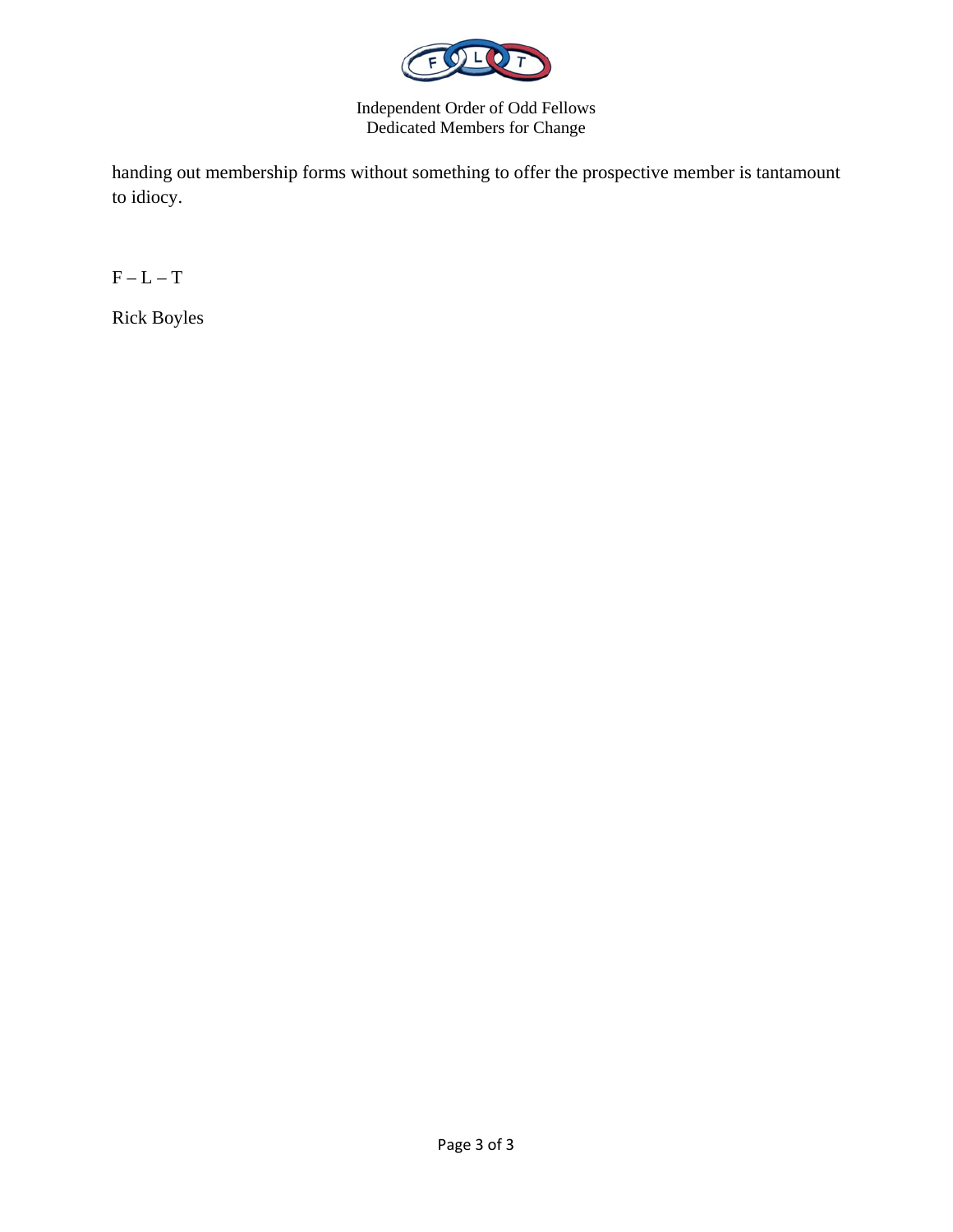handing out membership forms without something to offer the prospective member is tantamount to idiocy.

F – L – T

Rick Boyles